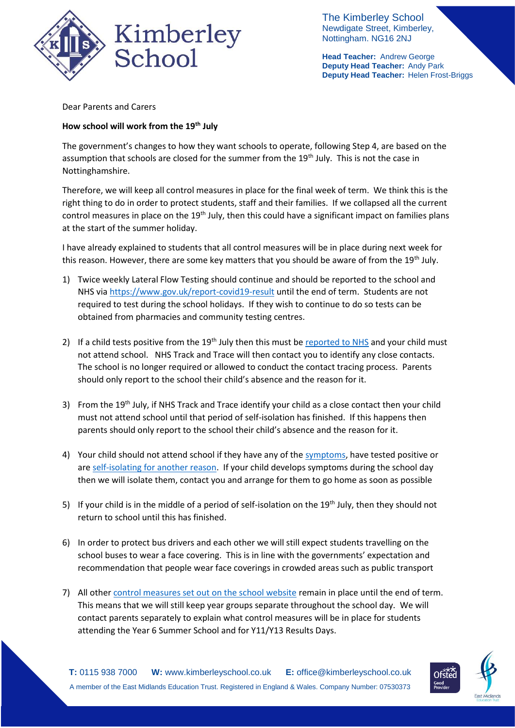The Kimberley School
Newdigate Street, Kimberley,
Nottingham. NG16 2NJ

**Head Teacher:** Andrew George
**Deputy Head Teacher:** Andy Park
**Deputy Head Teacher:** Helen Frost-Briggs

Dear Parents and Carers

**How school will work from the 19th July**

The government's changes to how they want schools to operate, following Step 4, are based on the assumption that schools are closed for the summer from the 19th July. This is not the case in Nottinghamshire.

Therefore, we will keep all control measures in place for the final week of term. We think this is the right thing to do in order to protect students, staff and their families. If we collapsed all the current control measures in place on the 19th July, then this could have a significant impact on families plans at the start of the summer holiday.

I have already explained to students that all control measures will be in place during next week for this reason. However, there are some key matters that you should be aware of from the 19th July.

1) Twice weekly Lateral Flow Testing should continue and should be reported to the school and NHS via https://www.gov.uk/report-covid19-result until the end of term. Students are not required to test during the school holidays. If they wish to continue to do so tests can be obtained from pharmacies and community testing centres.

2) If a child tests positive from the 19th July then this must be reported to NHS and your child must not attend school. NHS Track and Trace will then contact you to identify any close contacts. The school is no longer required or allowed to conduct the contact tracing process. Parents should only report to the school their child's absence and the reason for it.

3) From the 19th July, if NHS Track and Trace identify your child as a close contact then your child must not attend school until that period of self-isolation has finished. If this happens then parents should only report to the school their child's absence and the reason for it.

4) Your child should not attend school if they have any of the symptoms, have tested positive or are self-isolating for another reason. If your child develops symptoms during the school day then we will isolate them, contact you and arrange for them to go home as soon as possible

5) If your child is in the middle of a period of self-isolation on the 19th July, then they should not return to school until this has finished.

6) In order to protect bus drivers and each other we will still expect students travelling on the school buses to wear a face covering. This is in line with the governments' expectation and recommendation that people wear face coverings in crowded areas such as public transport

7) All other control measures set out on the school website remain in place until the end of term. This means that we will still keep year groups separate throughout the school day. We will contact parents separately to explain what control measures will be in place for students attending the Year 6 Summer School and for Y11/Y13 Results Days.

**T:** 0115 938 7000 **W:** www.kimberleyschool.co.uk **E:** office@kimberleyschool.co.uk
A member of the East Midlands Education Trust. Registered in England & Wales. Company Number: 07530373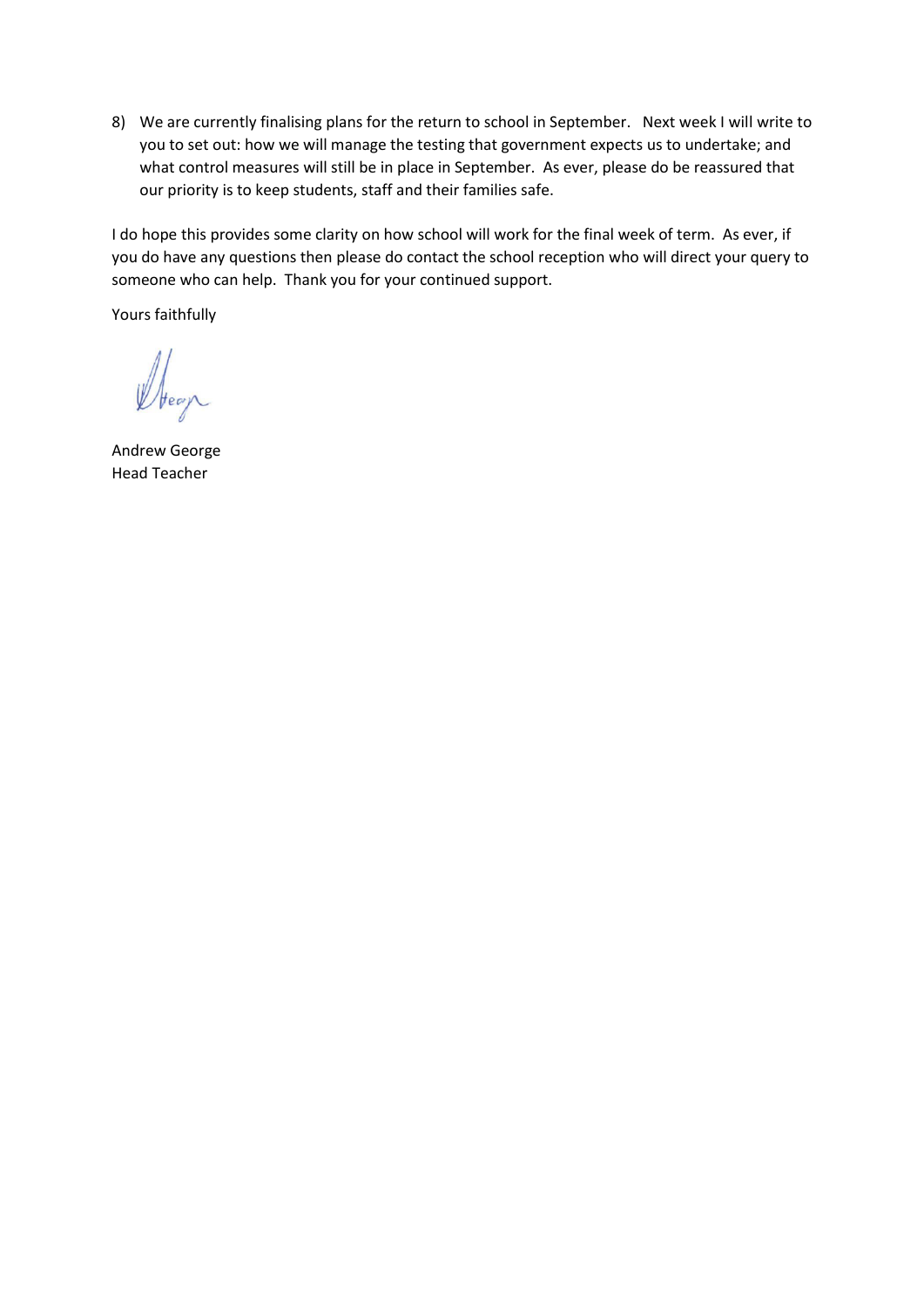8) We are currently finalising plans for the return to school in September. Next week I will write to you to set out: how we will manage the testing that government expects us to undertake; and what control measures will still be in place in September. As ever, please do be reassured that our priority is to keep students, staff and their families safe.

I do hope this provides some clarity on how school will work for the final week of term. As ever, if you do have any questions then please do contact the school reception who will direct your query to someone who can help. Thank you for your continued support.

Yours faithfully

Andrew George
Head Teacher